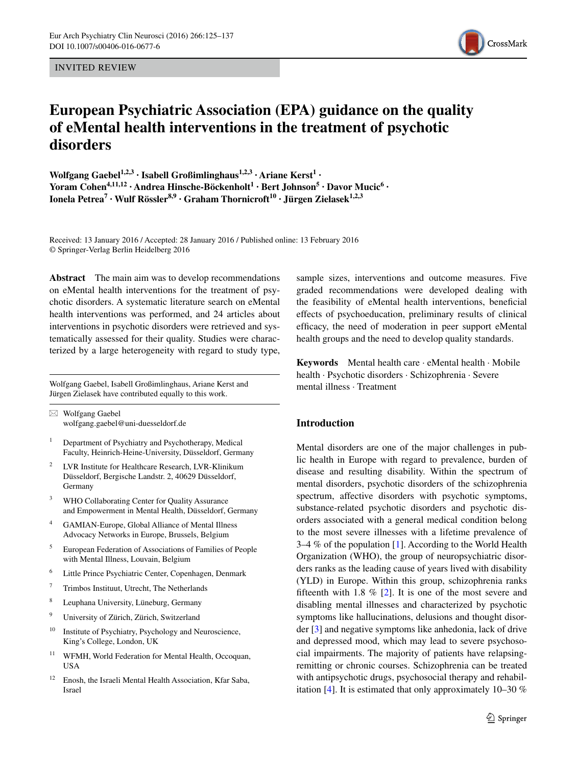INVITED REVIEW

# European Psychiatric Association (EPA) guidance on the quality of eMental health interventions in the treatment of psychotic disorders

**Wolfgang Gaebel[1,2,3] · Isabell Großimlinghaus[1,2,3] · Ariane Kerst[1] · Yoram Cohen[4,11,12] · Andrea Hinsche-Böckenholt[1] · Bert Johnson[5] · Davor Mucic[6] · Ionela Petrea[7] · Wulf Rössler[8,9] · Graham Thornicroft[10] · Jürgen Zielasek[1,2,3]**

Received: 13 January 2016 / Accepted: 28 January 2016 / Published online: 13 February 2016
© Springer-Verlag Berlin Heidelberg 2016

**Abstract** The main aim was to develop recommendations on eMental health interventions for the treatment of psychotic disorders. A systematic literature search on eMental health interventions was performed, and 24 articles about interventions in psychotic disorders were retrieved and systematically assessed for their quality. Studies were characterized by a large heterogeneity with regard to study type, sample sizes, interventions and outcome measures. Five graded recommendations were developed dealing with the feasibility of eMental health interventions, beneficial effects of psychoeducation, preliminary results of clinical efficacy, the need of moderation in peer support eMental health groups and the need to develop quality standards.

**Keywords** Mental health care · eMental health · Mobile health · Psychotic disorders · Schizophrenia · Severe mental illness · Treatment

Wolfgang Gaebel, Isabell Großimlinghaus, Ariane Kerst and Jürgen Zielasek have contributed equally to this work.

✉ Wolfgang Gaebel
wolfgang.gaebel@uni-duesseldorf.de

1. Department of Psychiatry and Psychotherapy, Medical Faculty, Heinrich-Heine-University, Düsseldorf, Germany
2. LVR Institute for Healthcare Research, LVR-Klinikum Düsseldorf, Bergische Landstr. 2, 40629 Düsseldorf, Germany
3. WHO Collaborating Center for Quality Assurance and Empowerment in Mental Health, Düsseldorf, Germany
4. GAMIAN-Europe, Global Alliance of Mental Illness Advocacy Networks in Europe, Brussels, Belgium
5. European Federation of Associations of Families of People with Mental Illness, Louvain, Belgium
6. Little Prince Psychiatric Center, Copenhagen, Denmark
7. Trimbos Instituut, Utrecht, The Netherlands
8. Leuphana University, Lüneburg, Germany
9. University of Zürich, Zürich, Switzerland
10. Institute of Psychiatry, Psychology and Neuroscience, King's College, London, UK
11. WFMH, World Federation for Mental Health, Occoquan, USA
12. Enosh, the Israeli Mental Health Association, Kfar Saba, Israel

## Introduction

Mental disorders are one of the major challenges in public health in Europe with regard to prevalence, burden of disease and resulting disability. Within the spectrum of mental disorders, psychotic disorders of the schizophrenia spectrum, affective disorders with psychotic symptoms, substance-related psychotic disorders and psychotic disorders associated with a general medical condition belong to the most severe illnesses with a lifetime prevalence of 3–4 % of the population [1]. According to the World Health Organization (WHO), the group of neuropsychiatric disorders ranks as the leading cause of years lived with disability (YLD) in Europe. Within this group, schizophrenia ranks fifteenth with 1.8 % [2]. It is one of the most severe and disabling mental illnesses and characterized by psychotic symptoms like hallucinations, delusions and thought disorder [3] and negative symptoms like anhedonia, lack of drive and depressed mood, which may lead to severe psychosocial impairments. The majority of patients have relapsing-remitting or chronic courses. Schizophrenia can be treated with antipsychotic drugs, psychosocial therapy and rehabilitation [4]. It is estimated that only approximately 10–30 %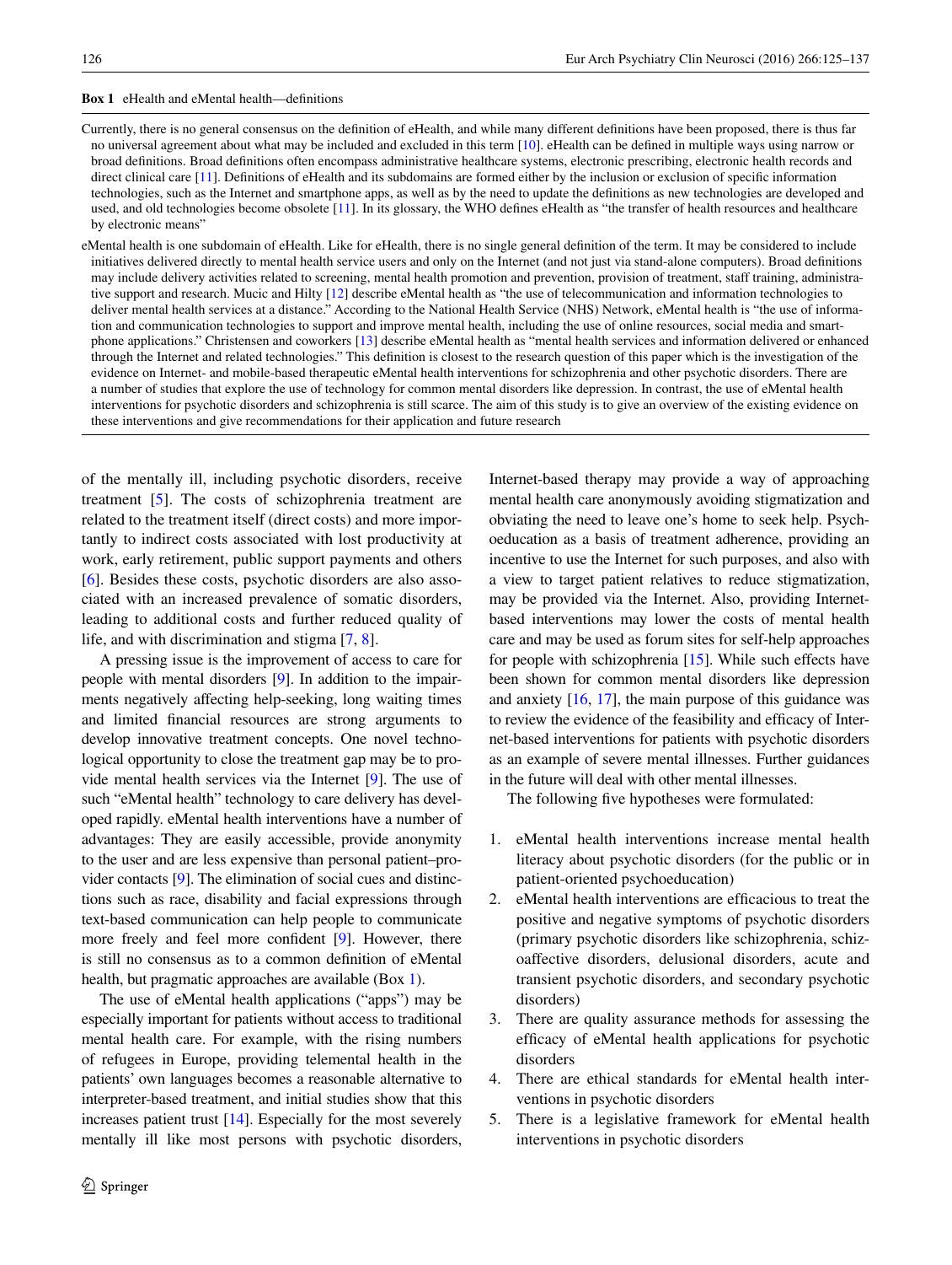**Box 1** eHealth and eMental health—definitions

Currently, there is no general consensus on the definition of eHealth, and while many different definitions have been proposed, there is thus far no universal agreement about what may be included and excluded in this term [10]. eHealth can be defined in multiple ways using narrow or broad definitions. Broad definitions often encompass administrative healthcare systems, electronic prescribing, electronic health records and direct clinical care [11]. Definitions of eHealth and its subdomains are formed either by the inclusion or exclusion of specific information technologies, such as the Internet and smartphone apps, as well as by the need to update the definitions as new technologies are developed and used, and old technologies become obsolete [11]. In its glossary, the WHO defines eHealth as "the transfer of health resources and healthcare by electronic means"

eMental health is one subdomain of eHealth. Like for eHealth, there is no single general definition of the term. It may be considered to include initiatives delivered directly to mental health service users and only on the Internet (and not just via stand-alone computers). Broad definitions may include delivery activities related to screening, mental health promotion and prevention, provision of treatment, staff training, administrative support and research. Mucic and Hilty [12] describe eMental health as "the use of telecommunication and information technologies to deliver mental health services at a distance." According to the National Health Service (NHS) Network, eMental health is "the use of information and communication technologies to support and improve mental health, including the use of online resources, social media and smartphone applications." Christensen and coworkers [13] describe eMental health as "mental health services and information delivered or enhanced through the Internet and related technologies." This definition is closest to the research question of this paper which is the investigation of the evidence on Internet- and mobile-based therapeutic eMental health interventions for schizophrenia and other psychotic disorders. There are a number of studies that explore the use of technology for common mental disorders like depression. In contrast, the use of eMental health interventions for psychotic disorders and schizophrenia is still scarce. The aim of this study is to give an overview of the existing evidence on these interventions and give recommendations for their application and future research

of the mentally ill, including psychotic disorders, receive treatment [5]. The costs of schizophrenia treatment are related to the treatment itself (direct costs) and more importantly to indirect costs associated with lost productivity at work, early retirement, public support payments and others [6]. Besides these costs, psychotic disorders are also associated with an increased prevalence of somatic disorders, leading to additional costs and further reduced quality of life, and with discrimination and stigma [7, 8].

A pressing issue is the improvement of access to care for people with mental disorders [9]. In addition to the impairments negatively affecting help-seeking, long waiting times and limited financial resources are strong arguments to develop innovative treatment concepts. One novel technological opportunity to close the treatment gap may be to provide mental health services via the Internet [9]. The use of such "eMental health" technology to care delivery has developed rapidly. eMental health interventions have a number of advantages: They are easily accessible, provide anonymity to the user and are less expensive than personal patient–provider contacts [9]. The elimination of social cues and distinctions such as race, disability and facial expressions through text-based communication can help people to communicate more freely and feel more confident [9]. However, there is still no consensus as to a common definition of eMental health, but pragmatic approaches are available (Box 1).

The use of eMental health applications ("apps") may be especially important for patients without access to traditional mental health care. For example, with the rising numbers of refugees in Europe, providing telemental health in the patients' own languages becomes a reasonable alternative to interpreter-based treatment, and initial studies show that this increases patient trust [14]. Especially for the most severely mentally ill like most persons with psychotic disorders, Internet-based therapy may provide a way of approaching mental health care anonymously avoiding stigmatization and obviating the need to leave one's home to seek help. Psychoeducation as a basis of treatment adherence, providing an incentive to use the Internet for such purposes, and also with a view to target patient relatives to reduce stigmatization, may be provided via the Internet. Also, providing Internet-based interventions may lower the costs of mental health care and may be used as forum sites for self-help approaches for people with schizophrenia [15]. While such effects have been shown for common mental disorders like depression and anxiety [16, 17], the main purpose of this guidance was to review the evidence of the feasibility and efficacy of Internet-based interventions for patients with psychotic disorders as an example of severe mental illnesses. Further guidances in the future will deal with other mental illnesses.

The following five hypotheses were formulated:

1. eMental health interventions increase mental health literacy about psychotic disorders (for the public or in patient-oriented psychoeducation)
2. eMental health interventions are efficacious to treat the positive and negative symptoms of psychotic disorders (primary psychotic disorders like schizophrenia, schizoaffective disorders, delusional disorders, acute and transient psychotic disorders, and secondary psychotic disorders)
3. There are quality assurance methods for assessing the efficacy of eMental health applications for psychotic disorders
4. There are ethical standards for eMental health interventions in psychotic disorders
5. There is a legislative framework for eMental health interventions in psychotic disorders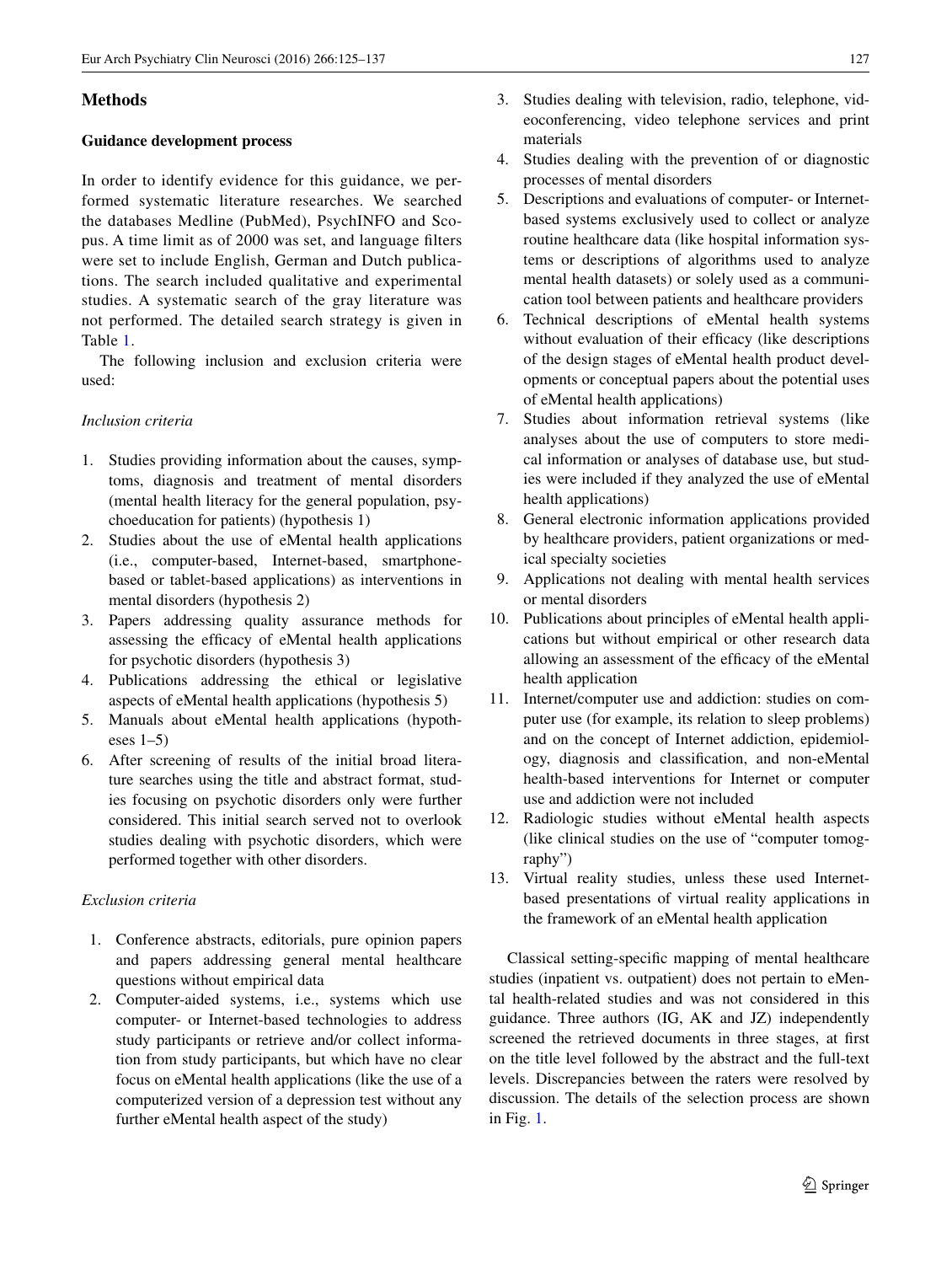## Methods

### Guidance development process

In order to identify evidence for this guidance, we performed systematic literature researches. We searched the databases Medline (PubMed), PsychINFO and Scopus. A time limit as of 2000 was set, and language filters were set to include English, German and Dutch publications. The search included qualitative and experimental studies. A systematic search of the gray literature was not performed. The detailed search strategy is given in Table 1.

The following inclusion and exclusion criteria were used:

*Inclusion criteria*

1. Studies providing information about the causes, symptoms, diagnosis and treatment of mental disorders (mental health literacy for the general population, psychoeducation for patients) (hypothesis 1)
2. Studies about the use of eMental health applications (i.e., computer-based, Internet-based, smartphone-based or tablet-based applications) as interventions in mental disorders (hypothesis 2)
3. Papers addressing quality assurance methods for assessing the efficacy of eMental health applications for psychotic disorders (hypothesis 3)
4. Publications addressing the ethical or legislative aspects of eMental health applications (hypothesis 5)
5. Manuals about eMental health applications (hypotheses 1–5)
6. After screening of results of the initial broad literature searches using the title and abstract format, studies focusing on psychotic disorders only were further considered. This initial search served not to overlook studies dealing with psychotic disorders, which were performed together with other disorders.

*Exclusion criteria*

1. Conference abstracts, editorials, pure opinion papers and papers addressing general mental healthcare questions without empirical data
2. Computer-aided systems, i.e., systems which use computer- or Internet-based technologies to address study participants or retrieve and/or collect information from study participants, but which have no clear focus on eMental health applications (like the use of a computerized version of a depression test without any further eMental health aspect of the study)
3. Studies dealing with television, radio, telephone, videoconferencing, video telephone services and print materials
4. Studies dealing with the prevention of or diagnostic processes of mental disorders
5. Descriptions and evaluations of computer- or Internet-based systems exclusively used to collect or analyze routine healthcare data (like hospital information systems or descriptions of algorithms used to analyze mental health datasets) or solely used as a communication tool between patients and healthcare providers
6. Technical descriptions of eMental health systems without evaluation of their efficacy (like descriptions of the design stages of eMental health product developments or conceptual papers about the potential uses of eMental health applications)
7. Studies about information retrieval systems (like analyses about the use of computers to store medical information or analyses of database use, but studies were included if they analyzed the use of eMental health applications)
8. General electronic information applications provided by healthcare providers, patient organizations or medical specialty societies
9. Applications not dealing with mental health services or mental disorders
10. Publications about principles of eMental health applications but without empirical or other research data allowing an assessment of the efficacy of the eMental health application
11. Internet/computer use and addiction: studies on computer use (for example, its relation to sleep problems) and on the concept of Internet addiction, epidemiology, diagnosis and classification, and non-eMental health-based interventions for Internet or computer use and addiction were not included
12. Radiologic studies without eMental health aspects (like clinical studies on the use of "computer tomography")
13. Virtual reality studies, unless these used Internet-based presentations of virtual reality applications in the framework of an eMental health application

Classical setting-specific mapping of mental healthcare studies (inpatient vs. outpatient) does not pertain to eMental health-related studies and was not considered in this guidance. Three authors (IG, AK and JZ) independently screened the retrieved documents in three stages, at first on the title level followed by the abstract and the full-text levels. Discrepancies between the raters were resolved by discussion. The details of the selection process are shown in Fig. 1.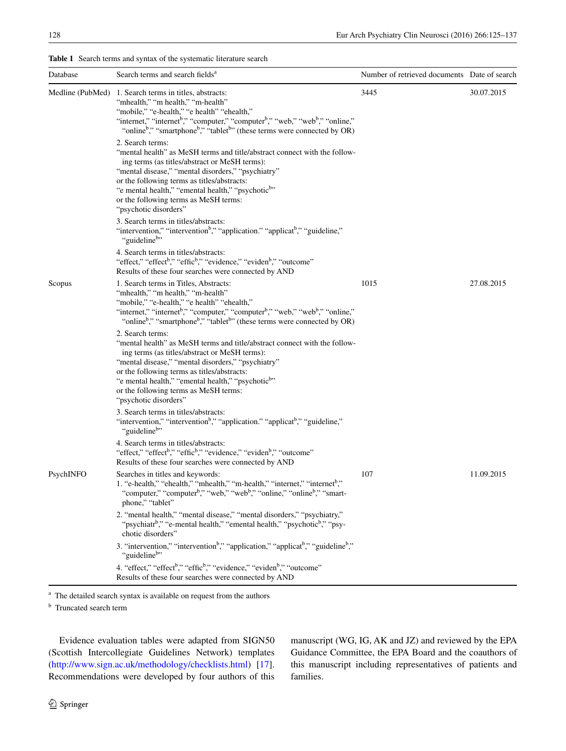**Table 1** Search terms and syntax of the systematic literature search

| Database | Search terms and search fields[a] | Number of retrieved documents | Date of search |
|---|---|---|---|
| Medline (PubMed) | 1. Search terms in titles, abstracts: "mhealth," "m health," "m-health" "mobile," "e-health," "e health" "ehealth," "internet," "internet[b]," "computer," "computer[b]," "web," "web[b]," "online," "online[b]," "smartphone[b]," "tablet[b]" (these terms were connected by OR)<br>2. Search terms: "mental health" as MeSH terms and title/abstract connect with the following terms (as titles/abstract or MeSH terms): "mental disease," "mental disorders," "psychiatry" or the following terms as titles/abstracts: "e mental health," "emental health," "psychotic[b]" or the following terms as MeSH terms: "psychotic disorders"<br>3. Search terms in titles/abstracts: "intervention," "intervention[b]," "application." "applicat[b]," "guideline," "guideline[b]"<br>4. Search terms in titles/abstracts: "effect," "effect[b]," "effic[b]," "evidence," "eviden[b]," "outcome" Results of these four searches were connected by AND | 3445 | 30.07.2015 |
| Scopus | 1. Search terms in Titles, Abstracts: "mhealth," "m health," "m-health" "mobile," "e-health," "e health" "ehealth," "internet," "internet[b]," "computer," "computer[b]," "web," "web[b]," "online," "online[b]," "smartphone[b]," "tablet[b]" (these terms were connected by OR)<br>2. Search terms: "mental health" as MeSH terms and title/abstract connect with the following terms (as titles/abstract or MeSH terms): "mental disease," "mental disorders," "psychiatry" or the following terms as titles/abstracts: "e mental health," "emental health," "psychotic[b]" or the following terms as MeSH terms: "psychotic disorders"<br>3. Search terms in titles/abstracts: "intervention," "intervention[b]," "application." "applicat[b]," "guideline," "guideline[b]"<br>4. Search terms in titles/abstracts: "effect," "effect[b]," "effic[b]," "evidence," "eviden[b]," "outcome" Results of these four searches were connected by AND | 1015 | 27.08.2015 |
| PsychINFO | Searches in titles and keywords:<br>1. "e-health," "ehealth," "mhealth," "m-health," "internet," "internet[b]," "computer," "computer[b]," "web," "web[b]," "online," "online[b]," "smartphone," "tablet"<br>2. "mental health," "mental disease," "mental disorders," "psychiatry," "psychiatr[b]," "e-mental health," "emental health," "psychotic[b]," "psychotic disorders"<br>3. "intervention," "intervention[b]," "application," "applicat[b]," "guideline[b]," "guideline[b]"<br>4. "effect," "effect[b]," "effic[b]," "evidence," "eviden[b]," "outcome" Results of these four searches were connected by AND | 107 | 11.09.2015 |

[a] The detailed search syntax is available on request from the authors

[b] Truncated search term

Evidence evaluation tables were adapted from SIGN50 (Scottish Intercollegiate Guidelines Network) templates (http://www.sign.ac.uk/methodology/checklists.html) [17]. Recommendations were developed by four authors of this manuscript (WG, IG, AK and JZ) and reviewed by the EPA Guidance Committee, the EPA Board and the coauthors of this manuscript including representatives of patients and families.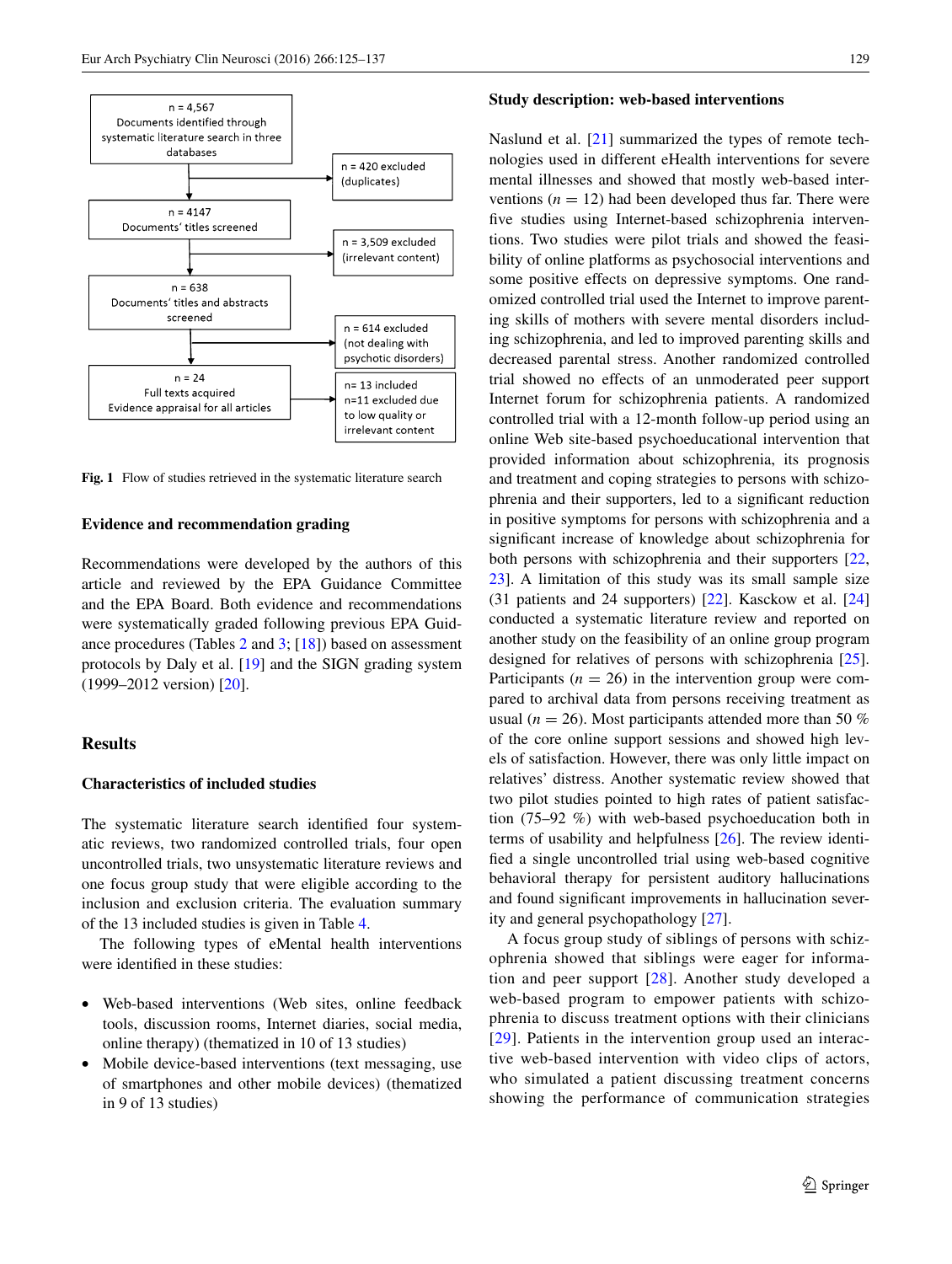n = 4,567
Documents identified through systematic literature search in three databases

n = 420 excluded (duplicates)

n = 4147
Documents' titles screened

n = 3,509 excluded (irrelevant content)

n = 638
Documents' titles and abstracts screened

n = 614 excluded (not dealing with psychotic disorders)

n = 24
Full texts acquired
Evidence appraisal for all articles

n= 13 included
n=11 excluded due to low quality or irrelevant content

**Fig. 1** Flow of studies retrieved in the systematic literature search

### Evidence and recommendation grading

Recommendations were developed by the authors of this article and reviewed by the EPA Guidance Committee and the EPA Board. Both evidence and recommendations were systematically graded following previous EPA Guidance procedures (Tables 2 and 3; [18]) based on assessment protocols by Daly et al. [19] and the SIGN grading system (1999–2012 version) [20].

## Results

### Characteristics of included studies

The systematic literature search identified four systematic reviews, two randomized controlled trials, four open uncontrolled trials, two unsystematic literature reviews and one focus group study that were eligible according to the inclusion and exclusion criteria. The evaluation summary of the 13 included studies is given in Table 4.

The following types of eMental health interventions were identified in these studies:

- Web-based interventions (Web sites, online feedback tools, discussion rooms, Internet diaries, social media, online therapy) (thematized in 10 of 13 studies)
- Mobile device-based interventions (text messaging, use of smartphones and other mobile devices) (thematized in 9 of 13 studies)

### Study description: web-based interventions

Naslund et al. [21] summarized the types of remote technologies used in different eHealth interventions for severe mental illnesses and showed that mostly web-based interventions ($n = 12$) had been developed thus far. There were five studies using Internet-based schizophrenia interventions. Two studies were pilot trials and showed the feasibility of online platforms as psychosocial interventions and some positive effects on depressive symptoms. One randomized controlled trial used the Internet to improve parenting skills of mothers with severe mental disorders including schizophrenia, and led to improved parenting skills and decreased parental stress. Another randomized controlled trial showed no effects of an unmoderated peer support Internet forum for schizophrenia patients. A randomized controlled trial with a 12-month follow-up period using an online Web site-based psychoeducational intervention that provided information about schizophrenia, its prognosis and treatment and coping strategies to persons with schizophrenia and their supporters, led to a significant reduction in positive symptoms for persons with schizophrenia and a significant increase of knowledge about schizophrenia for both persons with schizophrenia and their supporters [22, 23]. A limitation of this study was its small sample size (31 patients and 24 supporters) [22]. Kasckow et al. [24] conducted a systematic literature review and reported on another study on the feasibility of an online group program designed for relatives of persons with schizophrenia [25]. Participants ($n = 26$) in the intervention group were compared to archival data from persons receiving treatment as usual ($n = 26$). Most participants attended more than 50 % of the core online support sessions and showed high levels of satisfaction. However, there was only little impact on relatives' distress. Another systematic review showed that two pilot studies pointed to high rates of patient satisfaction (75–92 %) with web-based psychoeducation both in terms of usability and helpfulness [26]. The review identified a single uncontrolled trial using web-based cognitive behavioral therapy for persistent auditory hallucinations and found significant improvements in hallucination severity and general psychopathology [27].

A focus group study of siblings of persons with schizophrenia showed that siblings were eager for information and peer support [28]. Another study developed a web-based program to empower patients with schizophrenia to discuss treatment options with their clinicians [29]. Patients in the intervention group used an interactive web-based intervention with video clips of actors, who simulated a patient discussing treatment concerns showing the performance of communication strategies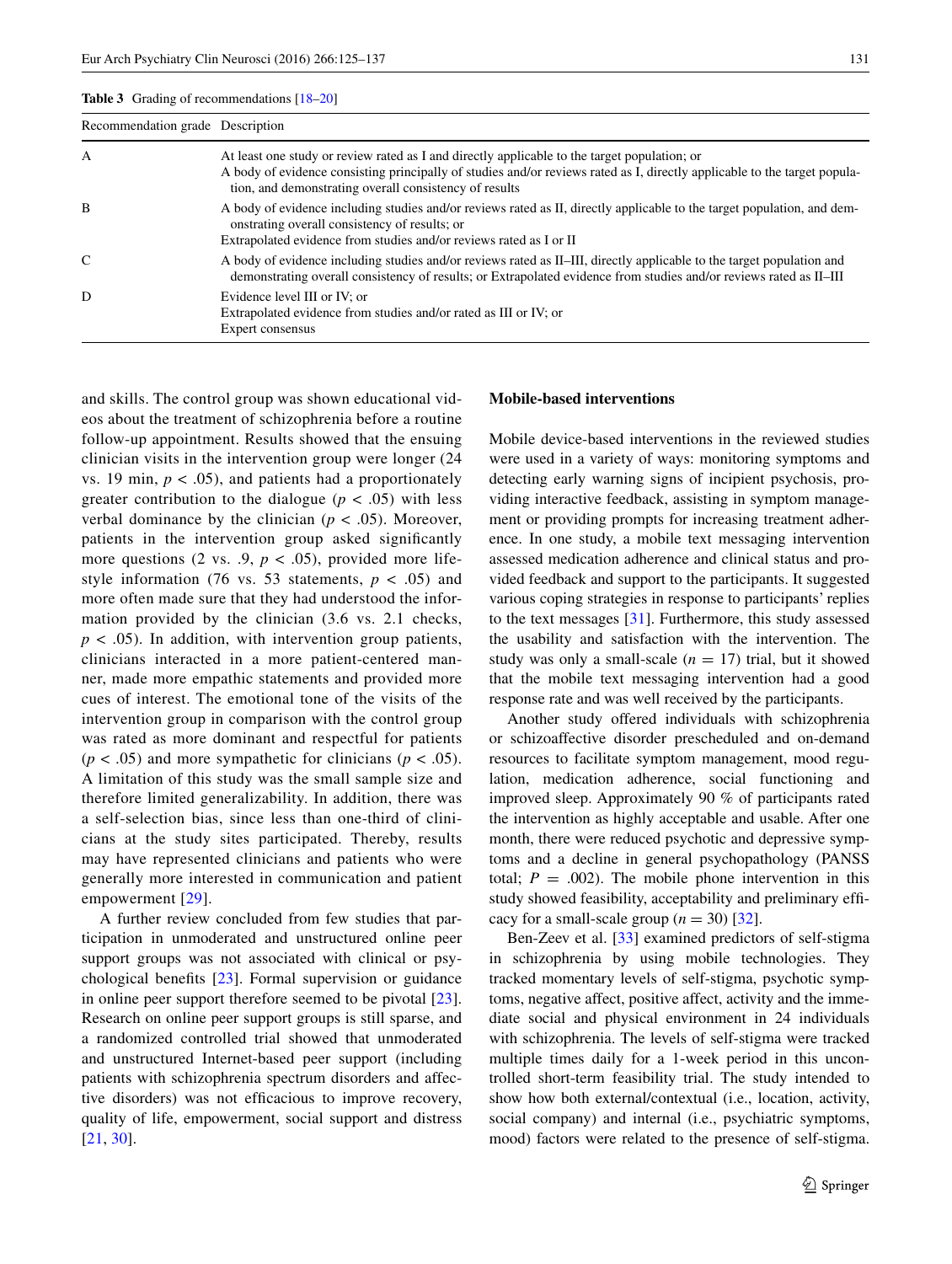**Table 3** Grading of recommendations [18–20]

| Recommendation grade | Description |
|---|---|
| A | At least one study or review rated as I and directly applicable to the target population; or<br>A body of evidence consisting principally of studies and/or reviews rated as I, directly applicable to the target population, and demonstrating overall consistency of results |
| B | A body of evidence including studies and/or reviews rated as II, directly applicable to the target population, and demonstrating overall consistency of results; or<br>Extrapolated evidence from studies and/or reviews rated as I or II |
| C | A body of evidence including studies and/or reviews rated as II–III, directly applicable to the target population and demonstrating overall consistency of results; or Extrapolated evidence from studies and/or reviews rated as II–III |
| D | Evidence level III or IV; or<br>Extrapolated evidence from studies and/or rated as III or IV; or<br>Expert consensus |

and skills. The control group was shown educational videos about the treatment of schizophrenia before a routine follow-up appointment. Results showed that the ensuing clinician visits in the intervention group were longer (24 vs. 19 min, $p < .05$), and patients had a proportionately greater contribution to the dialogue ($p < .05$) with less verbal dominance by the clinician ($p < .05$). Moreover, patients in the intervention group asked significantly more questions (2 vs. .9, $p < .05$), provided more lifestyle information (76 vs. 53 statements, $p < .05$) and more often made sure that they had understood the information provided by the clinician (3.6 vs. 2.1 checks, $p < .05$). In addition, with intervention group patients, clinicians interacted in a more patient-centered manner, made more empathic statements and provided more cues of interest. The emotional tone of the visits of the intervention group in comparison with the control group was rated as more dominant and respectful for patients ($p < .05$) and more sympathetic for clinicians ($p < .05$). A limitation of this study was the small sample size and therefore limited generalizability. In addition, there was a self-selection bias, since less than one-third of clinicians at the study sites participated. Thereby, results may have represented clinicians and patients who were generally more interested in communication and patient empowerment [29].

A further review concluded from few studies that participation in unmoderated and unstructured online peer support groups was not associated with clinical or psychological benefits [23]. Formal supervision or guidance in online peer support therefore seemed to be pivotal [23]. Research on online peer support groups is still sparse, and a randomized controlled trial showed that unmoderated and unstructured Internet-based peer support (including patients with schizophrenia spectrum disorders and affective disorders) was not efficacious to improve recovery, quality of life, empowerment, social support and distress [21, 30].

### Mobile-based interventions

Mobile device-based interventions in the reviewed studies were used in a variety of ways: monitoring symptoms and detecting early warning signs of incipient psychosis, providing interactive feedback, assisting in symptom management or providing prompts for increasing treatment adherence. In one study, a mobile text messaging intervention assessed medication adherence and clinical status and provided feedback and support to the participants. It suggested various coping strategies in response to participants' replies to the text messages [31]. Furthermore, this study assessed the usability and satisfaction with the intervention. The study was only a small-scale ($n = 17$) trial, but it showed that the mobile text messaging intervention had a good response rate and was well received by the participants.

Another study offered individuals with schizophrenia or schizoaffective disorder prescheduled and on-demand resources to facilitate symptom management, mood regulation, medication adherence, social functioning and improved sleep. Approximately 90 % of participants rated the intervention as highly acceptable and usable. After one month, there were reduced psychotic and depressive symptoms and a decline in general psychopathology (PANSS total; $P = .002$). The mobile phone intervention in this study showed feasibility, acceptability and preliminary efficacy for a small-scale group ($n = 30$) [32].

Ben-Zeev et al. [33] examined predictors of self-stigma in schizophrenia by using mobile technologies. They tracked momentary levels of self-stigma, psychotic symptoms, negative affect, positive affect, activity and the immediate social and physical environment in 24 individuals with schizophrenia. The levels of self-stigma were tracked multiple times daily for a 1-week period in this uncontrolled short-term feasibility trial. The study intended to show how both external/contextual (i.e., location, activity, social company) and internal (i.e., psychiatric symptoms, mood) factors were related to the presence of self-stigma.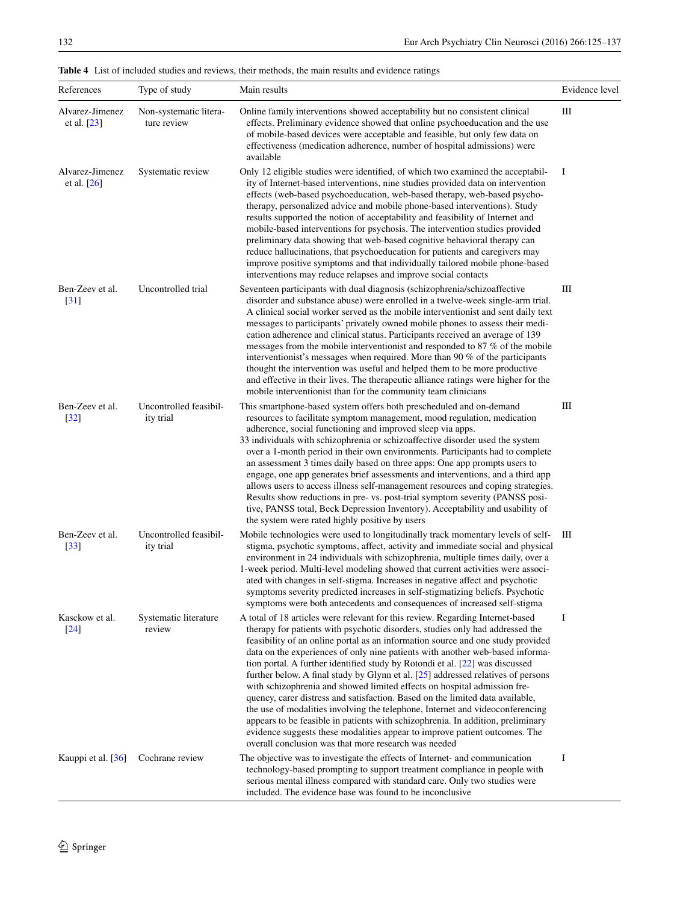**Table 4** List of included studies and reviews, their methods, the main results and evidence ratings

| References | Type of study | Main results | Evidence level |
|---|---|---|---|
| Alvarez-Jimenez et al. [23] | Non-systematic literature review | Online family interventions showed acceptability but no consistent clinical effects. Preliminary evidence showed that online psychoeducation and the use of mobile-based devices were acceptable and feasible, but only few data on effectiveness (medication adherence, number of hospital admissions) were available | III |
| Alvarez-Jimenez et al. [26] | Systematic review | Only 12 eligible studies were identified, of which two examined the acceptability of Internet-based interventions, nine studies provided data on intervention effects (web-based psychoeducation, web-based therapy, web-based psychotherapy, personalized advice and mobile phone-based interventions). Study results supported the notion of acceptability and feasibility of Internet and mobile-based interventions for psychosis. The intervention studies provided preliminary data showing that web-based cognitive behavioral therapy can reduce hallucinations, that psychoeducation for patients and caregivers may improve positive symptoms and that individually tailored mobile phone-based interventions may reduce relapses and improve social contacts | I |
| Ben-Zeev et al. [31] | Uncontrolled trial | Seventeen participants with dual diagnosis (schizophrenia/schizoaffective disorder and substance abuse) were enrolled in a twelve-week single-arm trial. A clinical social worker served as the mobile interventionist and sent daily text messages to participants' privately owned mobile phones to assess their medication adherence and clinical status. Participants received an average of 139 messages from the mobile interventionist and responded to 87 % of the mobile interventionist's messages when required. More than 90 % of the participants thought the intervention was useful and helped them to be more productive and effective in their lives. The therapeutic alliance ratings were higher for the mobile interventionist than for the community team clinicians | III |
| Ben-Zeev et al. [32] | Uncontrolled feasibility trial | This smartphone-based system offers both prescheduled and on-demand resources to facilitate symptom management, mood regulation, medication adherence, social functioning and improved sleep via apps.<br>33 individuals with schizophrenia or schizoaffective disorder used the system over a 1-month period in their own environments. Participants had to complete an assessment 3 times daily based on three apps: One app prompts users to engage, one app generates brief assessments and interventions, and a third app allows users to access illness self-management resources and coping strategies. Results show reductions in pre- vs. post-trial symptom severity (PANSS positive, PANSS total, Beck Depression Inventory). Acceptability and usability of the system were rated highly positive by users | III |
| Ben-Zeev et al. [33] | Uncontrolled feasibility trial | Mobile technologies were used to longitudinally track momentary levels of self-stigma, psychotic symptoms, affect, activity and immediate social and physical environment in 24 individuals with schizophrenia, multiple times daily, over a 1-week period. Multi-level modeling showed that current activities were associated with changes in self-stigma. Increases in negative affect and psychotic symptoms severity predicted increases in self-stigmatizing beliefs. Psychotic symptoms were both antecedents and consequences of increased self-stigma | III |
| Kasckow et al. [24] | Systematic literature review | A total of 18 articles were relevant for this review. Regarding Internet-based therapy for patients with psychotic disorders, studies only had addressed the feasibility of an online portal as an information source and one study provided data on the experiences of only nine patients with another web-based information portal. A further identified study by Rotondi et al. [22] was discussed further below. A final study by Glynn et al. [25] addressed relatives of persons with schizophrenia and showed limited effects on hospital admission frequency, carer distress and satisfaction. Based on the limited data available, the use of modalities involving the telephone, Internet and videoconferencing appears to be feasible in patients with schizophrenia. In addition, preliminary evidence suggests these modalities appear to improve patient outcomes. The overall conclusion was that more research was needed | I |
| Kauppi et al. [36] | Cochrane review | The objective was to investigate the effects of Internet- and communication technology-based prompting to support treatment compliance in people with serious mental illness compared with standard care. Only two studies were included. The evidence base was found to be inconclusive | I |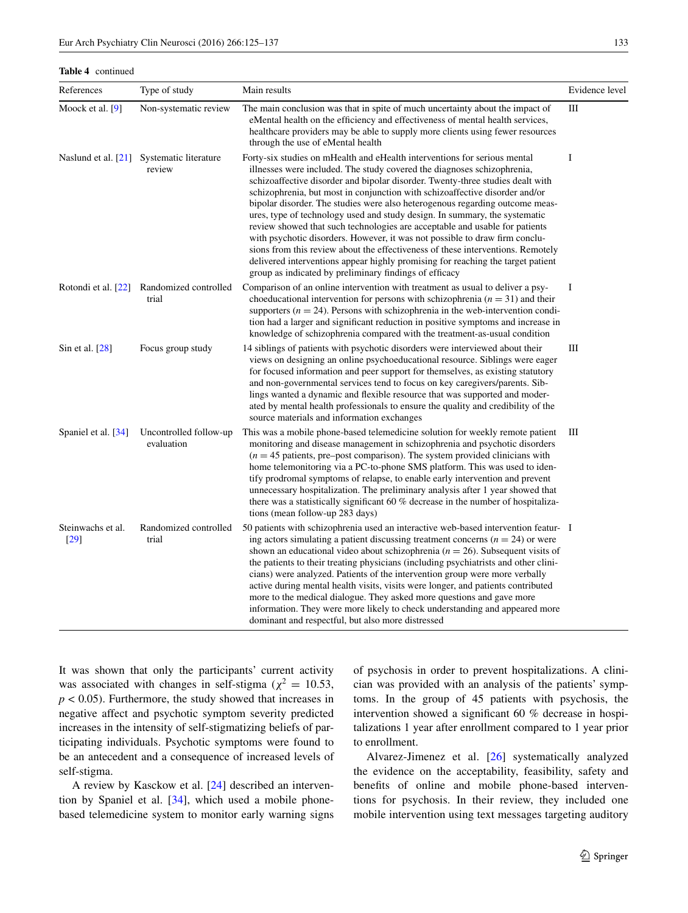**Table 4** continued

| References | Type of study | Main results | Evidence level |
|---|---|---|---|
| Moock et al. [9] | Non-systematic review | The main conclusion was that in spite of much uncertainty about the impact of eMental health on the efficiency and effectiveness of mental health services, healthcare providers may be able to supply more clients using fewer resources through the use of eMental health | III |
| Naslund et al. [21] | Systematic literature review | Forty-six studies on mHealth and eHealth interventions for serious mental illnesses were included. The study covered the diagnoses schizophrenia, schizoaffective disorder and bipolar disorder. Twenty-three studies dealt with schizophrenia, but most in conjunction with schizoaffective disorder and/or bipolar disorder. The studies were also heterogenous regarding outcome measures, type of technology used and study design. In summary, the systematic review showed that such technologies are acceptable and usable for patients with psychotic disorders. However, it was not possible to draw firm conclusions from this review about the effectiveness of these interventions. Remotely delivered interventions appear highly promising for reaching the target patient group as indicated by preliminary findings of efficacy | I |
| Rotondi et al. [22] | Randomized controlled trial | Comparison of an online intervention with treatment as usual to deliver a psychoeducational intervention for persons with schizophrenia ($n = 31$) and their supporters ($n = 24$). Persons with schizophrenia in the web-intervention condition had a larger and significant reduction in positive symptoms and increase in knowledge of schizophrenia compared with the treatment-as-usual condition | I |
| Sin et al. [28] | Focus group study | 14 siblings of patients with psychotic disorders were interviewed about their views on designing an online psychoeducational resource. Siblings were eager for focused information and peer support for themselves, as existing statutory and non-governmental services tend to focus on key caregivers/parents. Siblings wanted a dynamic and flexible resource that was supported and moderated by mental health professionals to ensure the quality and credibility of the source materials and information exchanges | III |
| Spaniel et al. [34] | Uncontrolled follow-up evaluation | This was a mobile phone-based telemedicine solution for weekly remote patient monitoring and disease management in schizophrenia and psychotic disorders ($n = 45$ patients, pre–post comparison). The system provided clinicians with home telemonitoring via a PC-to-phone SMS platform. This was used to identify prodromal symptoms of relapse, to enable early intervention and prevent unnecessary hospitalization. The preliminary analysis after 1 year showed that there was a statistically significant 60 % decrease in the number of hospitalizations (mean follow-up 283 days) | III |
| Steinwachs et al. [29] | Randomized controlled trial | 50 patients with schizophrenia used an interactive web-based intervention featuring actors simulating a patient discussing treatment concerns ($n = 24$) or were shown an educational video about schizophrenia ($n = 26$). Subsequent visits of the patients to their treating physicians (including psychiatrists and other clinicians) were analyzed. Patients of the intervention group were more verbally active during mental health visits, visits were longer, and patients contributed more to the medical dialogue. They asked more questions and gave more information. They were more likely to check understanding and appeared more dominant and respectful, but also more distressed | I |

It was shown that only the participants' current activity was associated with changes in self-stigma ($\chi^2 = 10.53$, $p < 0.05$). Furthermore, the study showed that increases in negative affect and psychotic symptom severity predicted increases in the intensity of self-stigmatizing beliefs of participating individuals. Psychotic symptoms were found to be an antecedent and a consequence of increased levels of self-stigma.

A review by Kasckow et al. [24] described an intervention by Spaniel et al. [34], which used a mobile phone-based telemedicine system to monitor early warning signs of psychosis in order to prevent hospitalizations. A clinician was provided with an analysis of the patients' symptoms. In the group of 45 patients with psychosis, the intervention showed a significant 60 % decrease in hospitalizations 1 year after enrollment compared to 1 year prior to enrollment.

Alvarez-Jimenez et al. [26] systematically analyzed the evidence on the acceptability, feasibility, safety and benefits of online and mobile phone-based interventions for psychosis. In their review, they included one mobile intervention using text messages targeting auditory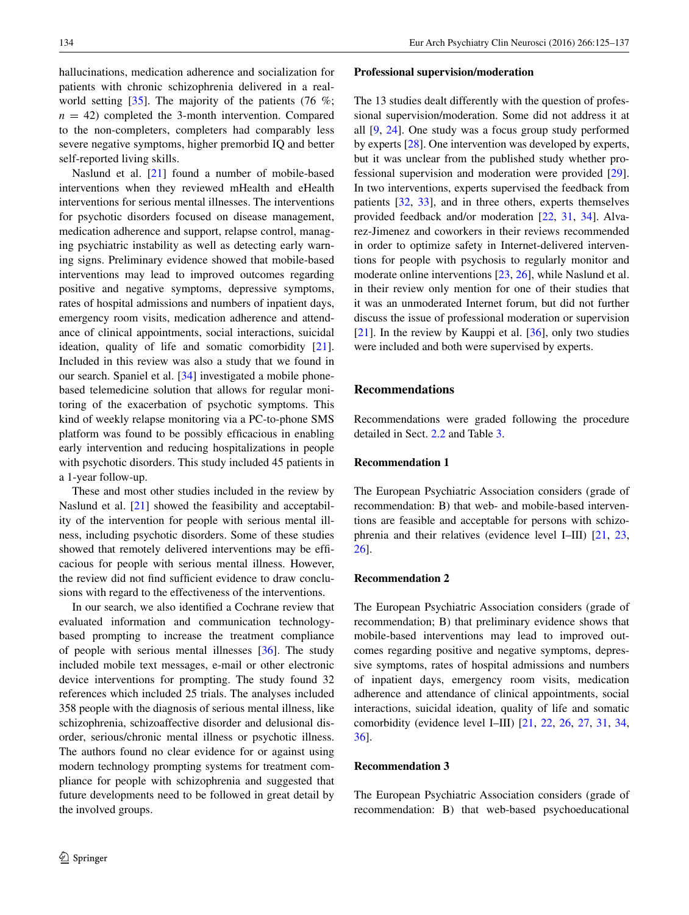hallucinations, medication adherence and socialization for patients with chronic schizophrenia delivered in a real-world setting [35]. The majority of the patients (76 %; $n = 42$) completed the 3-month intervention. Compared to the non-completers, completers had comparably less severe negative symptoms, higher premorbid IQ and better self-reported living skills.

Naslund et al. [21] found a number of mobile-based interventions when they reviewed mHealth and eHealth interventions for serious mental illnesses. The interventions for psychotic disorders focused on disease management, medication adherence and support, relapse control, managing psychiatric instability as well as detecting early warning signs. Preliminary evidence showed that mobile-based interventions may lead to improved outcomes regarding positive and negative symptoms, depressive symptoms, rates of hospital admissions and numbers of inpatient days, emergency room visits, medication adherence and attendance of clinical appointments, social interactions, suicidal ideation, quality of life and somatic comorbidity [21]. Included in this review was also a study that we found in our search. Spaniel et al. [34] investigated a mobile phone-based telemedicine solution that allows for regular monitoring of the exacerbation of psychotic symptoms. This kind of weekly relapse monitoring via a PC-to-phone SMS platform was found to be possibly efficacious in enabling early intervention and reducing hospitalizations in people with psychotic disorders. This study included 45 patients in a 1-year follow-up.

These and most other studies included in the review by Naslund et al. [21] showed the feasibility and acceptability of the intervention for people with serious mental illness, including psychotic disorders. Some of these studies showed that remotely delivered interventions may be efficacious for people with serious mental illness. However, the review did not find sufficient evidence to draw conclusions with regard to the effectiveness of the interventions.

In our search, we also identified a Cochrane review that evaluated information and communication technology-based prompting to increase the treatment compliance of people with serious mental illnesses [36]. The study included mobile text messages, e-mail or other electronic device interventions for prompting. The study found 32 references which included 25 trials. The analyses included 358 people with the diagnosis of serious mental illness, like schizophrenia, schizoaffective disorder and delusional disorder, serious/chronic mental illness or psychotic illness. The authors found no clear evidence for or against using modern technology prompting systems for treatment compliance for people with schizophrenia and suggested that future developments need to be followed in great detail by the involved groups.

### Professional supervision/moderation

The 13 studies dealt differently with the question of professional supervision/moderation. Some did not address it at all [9, 24]. One study was a focus group study performed by experts [28]. One intervention was developed by experts, but it was unclear from the published study whether professional supervision and moderation were provided [29]. In two interventions, experts supervised the feedback from patients [32, 33], and in three others, experts themselves provided feedback and/or moderation [22, 31, 34]. Alvarez-Jimenez and coworkers in their reviews recommended in order to optimize safety in Internet-delivered interventions for people with psychosis to regularly monitor and moderate online interventions [23, 26], while Naslund et al. in their review only mention for one of their studies that it was an unmoderated Internet forum, but did not further discuss the issue of professional moderation or supervision [21]. In the review by Kauppi et al. [36], only two studies were included and both were supervised by experts.

## Recommendations

Recommendations were graded following the procedure detailed in Sect. 2.2 and Table 3.

### Recommendation 1

The European Psychiatric Association considers (grade of recommendation: B) that web- and mobile-based interventions are feasible and acceptable for persons with schizophrenia and their relatives (evidence level I–III) [21, 23, 26].

### Recommendation 2

The European Psychiatric Association considers (grade of recommendation; B) that preliminary evidence shows that mobile-based interventions may lead to improved outcomes regarding positive and negative symptoms, depressive symptoms, rates of hospital admissions and numbers of inpatient days, emergency room visits, medication adherence and attendance of clinical appointments, social interactions, suicidal ideation, quality of life and somatic comorbidity (evidence level I–III) [21, 22, 26, 27, 31, 34, 36].

### Recommendation 3

The European Psychiatric Association considers (grade of recommendation: B) that web-based psychoeducational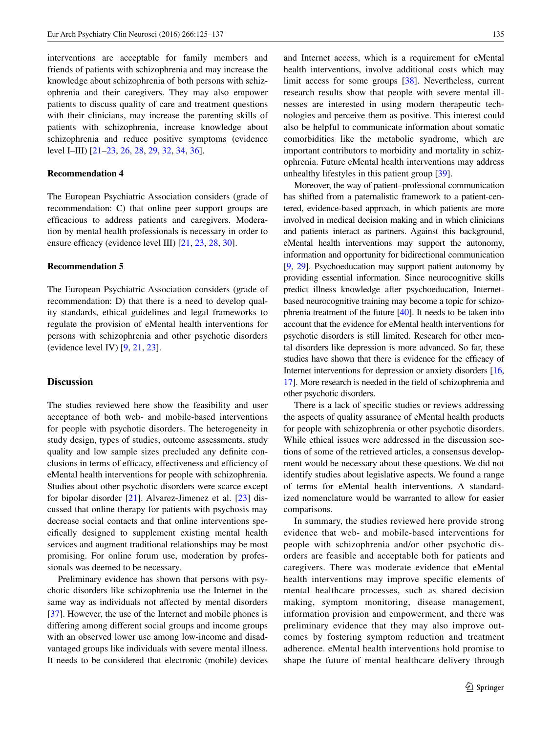interventions are acceptable for family members and friends of patients with schizophrenia and may increase the knowledge about schizophrenia of both persons with schizophrenia and their caregivers. They may also empower patients to discuss quality of care and treatment questions with their clinicians, may increase the parenting skills of patients with schizophrenia, increase knowledge about schizophrenia and reduce positive symptoms (evidence level I–III) [21–23, 26, 28, 29, 32, 34, 36].

**Recommendation 4**

The European Psychiatric Association considers (grade of recommendation: C) that online peer support groups are efficacious to address patients and caregivers. Moderation by mental health professionals is necessary in order to ensure efficacy (evidence level III) [21, 23, 28, 30].

**Recommendation 5**

The European Psychiatric Association considers (grade of recommendation: D) that there is a need to develop quality standards, ethical guidelines and legal frameworks to regulate the provision of eMental health interventions for persons with schizophrenia and other psychotic disorders (evidence level IV) [9, 21, 23].

## Discussion

The studies reviewed here show the feasibility and user acceptance of both web- and mobile-based interventions for people with psychotic disorders. The heterogeneity in study design, types of studies, outcome assessments, study quality and low sample sizes precluded any definite conclusions in terms of efficacy, effectiveness and efficiency of eMental health interventions for people with schizophrenia. Studies about other psychotic disorders were scarce except for bipolar disorder [21]. Alvarez-Jimenez et al. [23] discussed that online therapy for patients with psychosis may decrease social contacts and that online interventions specifically designed to supplement existing mental health services and augment traditional relationships may be most promising. For online forum use, moderation by professionals was deemed to be necessary.

Preliminary evidence has shown that persons with psychotic disorders like schizophrenia use the Internet in the same way as individuals not affected by mental disorders [37]. However, the use of the Internet and mobile phones is differing among different social groups and income groups with an observed lower use among low-income and disadvantaged groups like individuals with severe mental illness. It needs to be considered that electronic (mobile) devices and Internet access, which is a requirement for eMental health interventions, involve additional costs which may limit access for some groups [38]. Nevertheless, current research results show that people with severe mental illnesses are interested in using modern therapeutic technologies and perceive them as positive. This interest could also be helpful to communicate information about somatic comorbidities like the metabolic syndrome, which are important contributors to morbidity and mortality in schizophrenia. Future eMental health interventions may address unhealthy lifestyles in this patient group [39].

Moreover, the way of patient–professional communication has shifted from a paternalistic framework to a patient-centered, evidence-based approach, in which patients are more involved in medical decision making and in which clinicians and patients interact as partners. Against this background, eMental health interventions may support the autonomy, information and opportunity for bidirectional communication [9, 29]. Psychoeducation may support patient autonomy by providing essential information. Since neurocognitive skills predict illness knowledge after psychoeducation, Internet-based neurocognitive training may become a topic for schizophrenia treatment of the future [40]. It needs to be taken into account that the evidence for eMental health interventions for psychotic disorders is still limited. Research for other mental disorders like depression is more advanced. So far, these studies have shown that there is evidence for the efficacy of Internet interventions for depression or anxiety disorders [16, 17]. More research is needed in the field of schizophrenia and other psychotic disorders.

There is a lack of specific studies or reviews addressing the aspects of quality assurance of eMental health products for people with schizophrenia or other psychotic disorders. While ethical issues were addressed in the discussion sections of some of the retrieved articles, a consensus development would be necessary about these questions. We did not identify studies about legislative aspects. We found a range of terms for eMental health interventions. A standardized nomenclature would be warranted to allow for easier comparisons.

In summary, the studies reviewed here provide strong evidence that web- and mobile-based interventions for people with schizophrenia and/or other psychotic disorders are feasible and acceptable both for patients and caregivers. There was moderate evidence that eMental health interventions may improve specific elements of mental healthcare processes, such as shared decision making, symptom monitoring, disease management, information provision and empowerment, and there was preliminary evidence that they may also improve outcomes by fostering symptom reduction and treatment adherence. eMental health interventions hold promise to shape the future of mental healthcare delivery through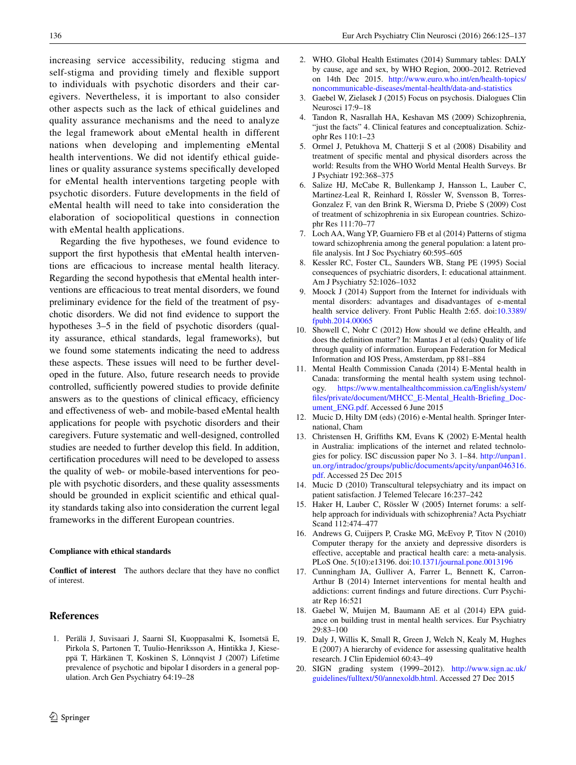increasing service accessibility, reducing stigma and self-stigma and providing timely and flexible support to individuals with psychotic disorders and their caregivers. Nevertheless, it is important to also consider other aspects such as the lack of ethical guidelines and quality assurance mechanisms and the need to analyze the legal framework about eMental health in different nations when developing and implementing eMental health interventions. We did not identify ethical guidelines or quality assurance systems specifically developed for eMental health interventions targeting people with psychotic disorders. Future developments in the field of eMental health will need to take into consideration the elaboration of sociopolitical questions in connection with eMental health applications.

Regarding the five hypotheses, we found evidence to support the first hypothesis that eMental health interventions are efficacious to increase mental health literacy. Regarding the second hypothesis that eMental health interventions are efficacious to treat mental disorders, we found preliminary evidence for the field of the treatment of psychotic disorders. We did not find evidence to support the hypotheses 3–5 in the field of psychotic disorders (quality assurance, ethical standards, legal frameworks), but we found some statements indicating the need to address these aspects. These issues will need to be further developed in the future. Also, future research needs to provide controlled, sufficiently powered studies to provide definite answers as to the questions of clinical efficacy, efficiency and effectiveness of web- and mobile-based eMental health applications for people with psychotic disorders and their caregivers. Future systematic and well-designed, controlled studies are needed to further develop this field. In addition, certification procedures will need to be developed to assess the quality of web- or mobile-based interventions for people with psychotic disorders, and these quality assessments should be grounded in explicit scientific and ethical quality standards taking also into consideration the current legal frameworks in the different European countries.

**Compliance with ethical standards**

**Conflict of interest** The authors declare that they have no conflict of interest.

## References

1. Perälä J, Suvisaari J, Saarni SI, Kuoppasalmi K, Isometsä E, Pirkola S, Partonen T, Tuulio-Henriksson A, Hintikka J, Kieseppä T, Härkänen T, Koskinen S, Lönnqvist J (2007) Lifetime prevalence of psychotic and bipolar I disorders in a general population. Arch Gen Psychiatry 64:19–28
2. WHO. Global Health Estimates (2014) Summary tables: DALY by cause, age and sex, by WHO Region, 2000–2012. Retrieved on 14th Dec 2015. http://www.euro.who.int/en/health-topics/noncommunicable-diseases/mental-health/data-and-statistics
3. Gaebel W, Zielasek J (2015) Focus on psychosis. Dialogues Clin Neurosci 17:9–18
4. Tandon R, Nasrallah HA, Keshavan MS (2009) Schizophrenia, "just the facts" 4. Clinical features and conceptualization. Schizophr Res 110:1–23
5. Ormel J, Petukhova M, Chatterji S et al (2008) Disability and treatment of specific mental and physical disorders across the world: Results from the WHO World Mental Health Surveys. Br J Psychiatr 192:368–375
6. Salize HJ, McCabe R, Bullenkamp J, Hansson L, Lauber C, Martinez-Leal R, Reinhard I, Rössler W, Svensson B, Torres-Gonzalez F, van den Brink R, Wiersma D, Priebe S (2009) Cost of treatment of schizophrenia in six European countries. Schizophr Res 111:70–77
7. Loch AA, Wang YP, Guarniero FB et al (2014) Patterns of stigma toward schizophrenia among the general population: a latent profile analysis. Int J Soc Psychiatry 60:595–605
8. Kessler RC, Foster CL, Saunders WB, Stang PE (1995) Social consequences of psychiatric disorders, I: educational attainment. Am J Psychiatry 52:1026–1032
9. Moock J (2014) Support from the Internet for individuals with mental disorders: advantages and disadvantages of e-mental health service delivery. Front Public Health 2:65. doi:10.3389/fpubh.2014.00065
10. Showell C, Nohr C (2012) How should we define eHealth, and does the definition matter? In: Mantas J et al (eds) Quality of life through quality of information. European Federation for Medical Information and IOS Press, Amsterdam, pp 881–884
11. Mental Health Commission Canada (2014) E-Mental health in Canada: transforming the mental health system using technology. https://www.mentalhealthcommission.ca/English/system/files/private/document/MHCC_E-Mental_Health-Briefing_Document_ENG.pdf. Accessed 6 June 2015
12. Mucic D, Hilty DM (eds) (2016) e-Mental health. Springer International, Cham
13. Christensen H, Griffiths KM, Evans K (2002) E-Mental health in Australia: implications of the internet and related technologies for policy. ISC discussion paper No 3. 1–84. http://unpan1.un.org/intradoc/groups/public/documents/apcity/unpan046316.pdf. Accessed 25 Dec 2015
14. Mucic D (2010) Transcultural telepsychiatry and its impact on patient satisfaction. J Telemed Telecare 16:237–242
15. Haker H, Lauber C, Rössler W (2005) Internet forums: a self-help approach for individuals with schizophrenia? Acta Psychiatr Scand 112:474–477
16. Andrews G, Cuijpers P, Craske MG, McEvoy P, Titov N (2010) Computer therapy for the anxiety and depressive disorders is effective, acceptable and practical health care: a meta-analysis. PLoS One. 5(10):e13196. doi:10.1371/journal.pone.0013196
17. Cunningham JA, Gulliver A, Farrer L, Bennett K, Carron-Arthur B (2014) Internet interventions for mental health and addictions: current findings and future directions. Curr Psychiatr Rep 16:521
18. Gaebel W, Muijen M, Baumann AE et al (2014) EPA guidance on building trust in mental health services. Eur Psychiatry 29:83–100
19. Daly J, Willis K, Small R, Green J, Welch N, Kealy M, Hughes E (2007) A hierarchy of evidence for assessing qualitative health research. J Clin Epidemiol 60:43–49
20. SIGN grading system (1999–2012). http://www.sign.ac.uk/guidelines/fulltext/50/annexoldb.html. Accessed 27 Dec 2015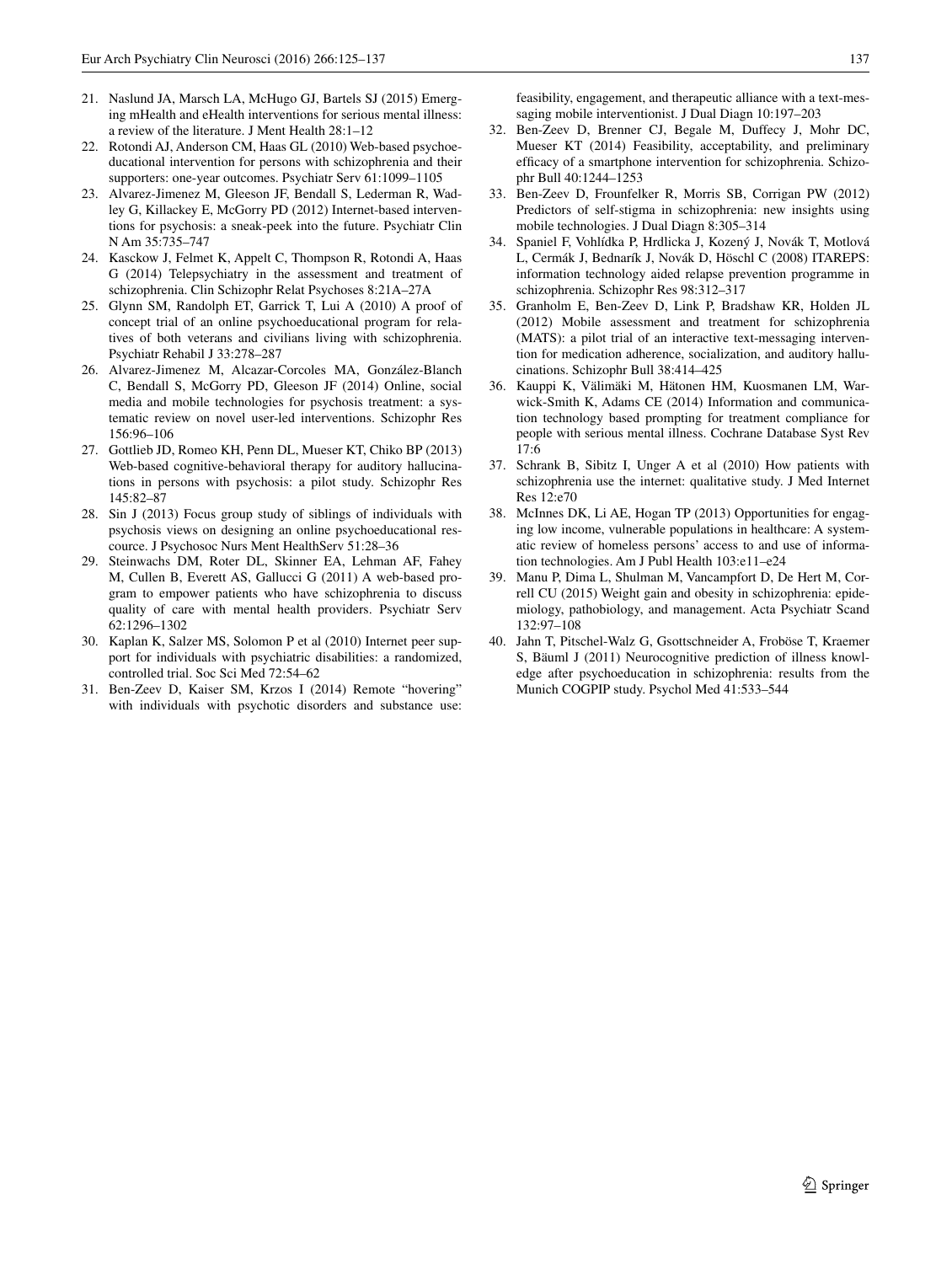21. Naslund JA, Marsch LA, McHugo GJ, Bartels SJ (2015) Emerging mHealth and eHealth interventions for serious mental illness: a review of the literature. J Ment Health 28:1–12
22. Rotondi AJ, Anderson CM, Haas GL (2010) Web-based psychoeducational intervention for persons with schizophrenia and their supporters: one-year outcomes. Psychiatr Serv 61:1099–1105
23. Alvarez-Jimenez M, Gleeson JF, Bendall S, Lederman R, Wadley G, Killackey E, McGorry PD (2012) Internet-based interventions for psychosis: a sneak-peek into the future. Psychiatr Clin N Am 35:735–747
24. Kasckow J, Felmet K, Appelt C, Thompson R, Rotondi A, Haas G (2014) Telepsychiatry in the assessment and treatment of schizophrenia. Clin Schizophr Relat Psychoses 8:21A–27A
25. Glynn SM, Randolph ET, Garrick T, Lui A (2010) A proof of concept trial of an online psychoeducational program for relatives of both veterans and civilians living with schizophrenia. Psychiatr Rehabil J 33:278–287
26. Alvarez-Jimenez M, Alcazar-Corcoles MA, González-Blanch C, Bendall S, McGorry PD, Gleeson JF (2014) Online, social media and mobile technologies for psychosis treatment: a systematic review on novel user-led interventions. Schizophr Res 156:96–106
27. Gottlieb JD, Romeo KH, Penn DL, Mueser KT, Chiko BP (2013) Web-based cognitive-behavioral therapy for auditory hallucinations in persons with psychosis: a pilot study. Schizophr Res 145:82–87
28. Sin J (2013) Focus group study of siblings of individuals with psychosis views on designing an online psychoeducational rescource. J Psychosoc Nurs Ment HealthServ 51:28–36
29. Steinwachs DM, Roter DL, Skinner EA, Lehman AF, Fahey M, Cullen B, Everett AS, Gallucci G (2011) A web-based program to empower patients who have schizophrenia to discuss quality of care with mental health providers. Psychiatr Serv 62:1296–1302
30. Kaplan K, Salzer MS, Solomon P et al (2010) Internet peer support for individuals with psychiatric disabilities: a randomized, controlled trial. Soc Sci Med 72:54–62
31. Ben-Zeev D, Kaiser SM, Krzos I (2014) Remote "hovering" with individuals with psychotic disorders and substance use: feasibility, engagement, and therapeutic alliance with a text-messaging mobile interventionist. J Dual Diagn 10:197–203
32. Ben-Zeev D, Brenner CJ, Begale M, Duffecy J, Mohr DC, Mueser KT (2014) Feasibility, acceptability, and preliminary efficacy of a smartphone intervention for schizophrenia. Schizophr Bull 40:1244–1253
33. Ben-Zeev D, Frounfelker R, Morris SB, Corrigan PW (2012) Predictors of self-stigma in schizophrenia: new insights using mobile technologies. J Dual Diagn 8:305–314
34. Spaniel F, Vohlídka P, Hrdlicka J, Kozený J, Novák T, Motlová L, Cermák J, Bednarík J, Novák D, Höschl C (2008) ITAREPS: information technology aided relapse prevention programme in schizophrenia. Schizophr Res 98:312–317
35. Granholm E, Ben-Zeev D, Link P, Bradshaw KR, Holden JL (2012) Mobile assessment and treatment for schizophrenia (MATS): a pilot trial of an interactive text-messaging intervention for medication adherence, socialization, and auditory hallucinations. Schizophr Bull 38:414–425
36. Kauppi K, Välimäki M, Hätonen HM, Kuosmanen LM, Warwick-Smith K, Adams CE (2014) Information and communication technology based prompting for treatment compliance for people with serious mental illness. Cochrane Database Syst Rev 17:6
37. Schrank B, Sibitz I, Unger A et al (2010) How patients with schizophrenia use the internet: qualitative study. J Med Internet Res 12:e70
38. McInnes DK, Li AE, Hogan TP (2013) Opportunities for engaging low income, vulnerable populations in healthcare: A systematic review of homeless persons' access to and use of information technologies. Am J Publ Health 103:e11–e24
39. Manu P, Dima L, Shulman M, Vancampfort D, De Hert M, Correll CU (2015) Weight gain and obesity in schizophrenia: epidemiology, pathobiology, and management. Acta Psychiatr Scand 132:97–108
40. Jahn T, Pitschel-Walz G, Gsottschneider A, Froböse T, Kraemer S, Bäuml J (2011) Neurocognitive prediction of illness knowledge after psychoeducation in schizophrenia: results from the Munich COGPIP study. Psychol Med 41:533–544